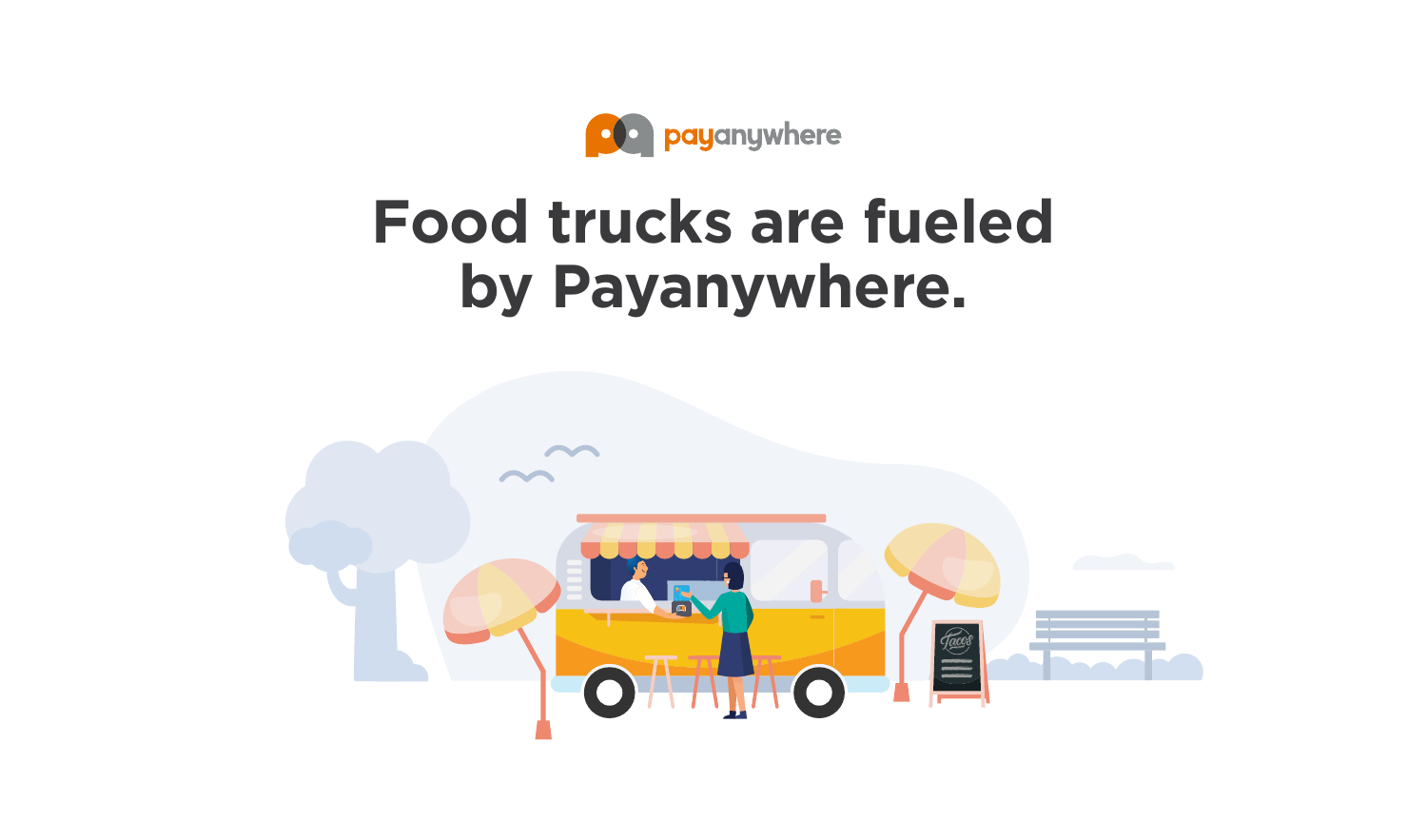payanywhere

# Food trucks are fueled by Payanywhere.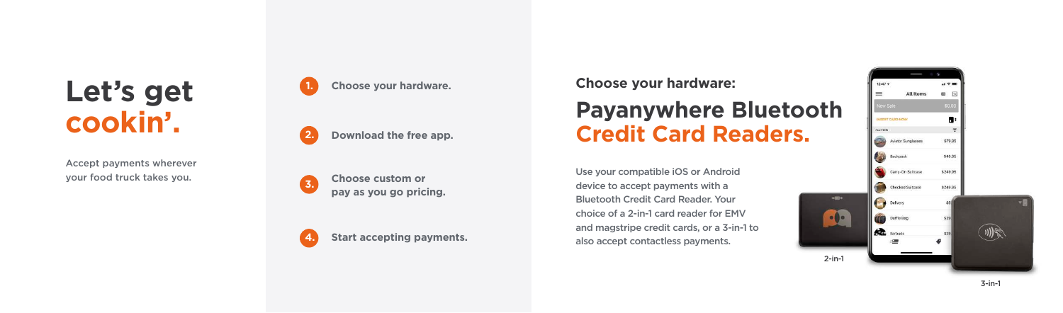# Let's get cookin'.

Accept payments wherever your food truck takes you.

1. Choose your hardware.
2. Download the free app.
3. Choose custom or pay as you go pricing.
4. Start accepting payments.

### Choose your hardware:

## Payanywhere Bluetooth Credit Card Readers.

Use your compatible iOS or Android device to accept payments with a Bluetooth Credit Card Reader. Your choice of a 2-in-1 card reader for EMV and magstripe credit cards, or a 3-in-1 to also accept contactless payments.

2-in-1

3-in-1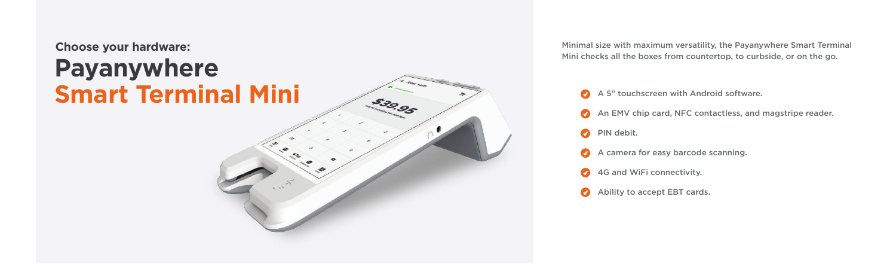**Choose your hardware:**

# Payanywhere Smart Terminal Mini

Minimal size with maximum versatility, the Payanywhere Smart Terminal Mini checks all the boxes from countertop, to curbside, or on the go.

- A 5" touchscreen with Android software.
- An EMV chip card, NFC contactless, and magstripe reader.
- PIN debit.
- A camera for easy barcode scanning.
- 4G and WiFi connectivity.
- Ability to accept EBT cards.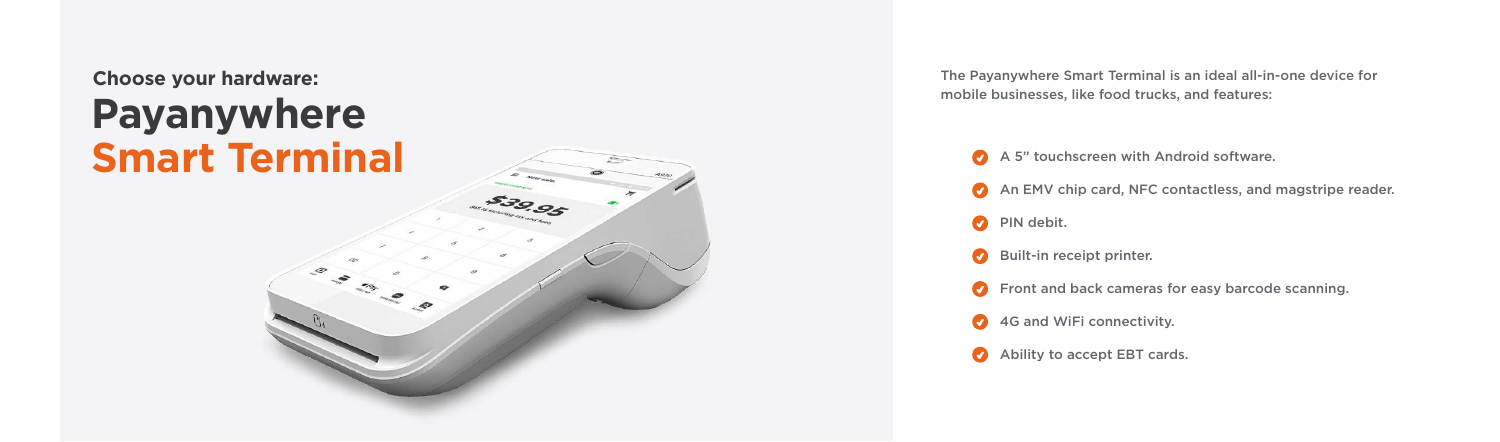## Choose your hardware:

# Payanywhere Smart Terminal

The Payanywhere Smart Terminal is an ideal all-in-one device for mobile businesses, like food trucks, and features:

- A 5" touchscreen with Android software.
- An EMV chip card, NFC contactless, and magstripe reader.
- PIN debit.
- Built-in receipt printer.
- Front and back cameras for easy barcode scanning.
- 4G and WiFi connectivity.
- Ability to accept EBT cards.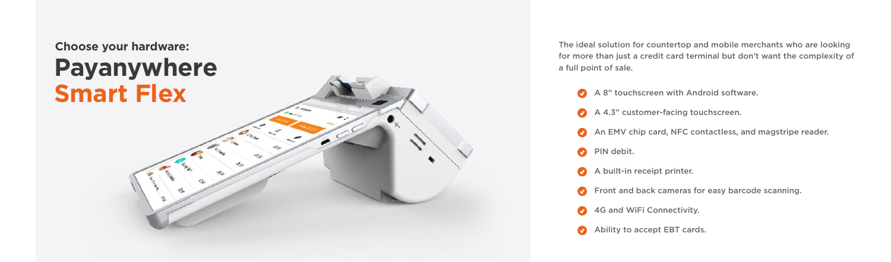## Choose your hardware:

# Payanywhere **Smart Flex**

The ideal solution for countertop and mobile merchants who are looking for more than just a credit card terminal but don't want the complexity of a full point of sale.

- A 8" touchscreen with Android software.
- A 4.3" customer-facing touchscreen.
- An EMV chip card, NFC contactless, and magstripe reader.
- PIN debit.
- A built-in receipt printer.
- Front and back cameras for easy barcode scanning.
- 4G and WiFi Connectivity.
- Ability to accept EBT cards.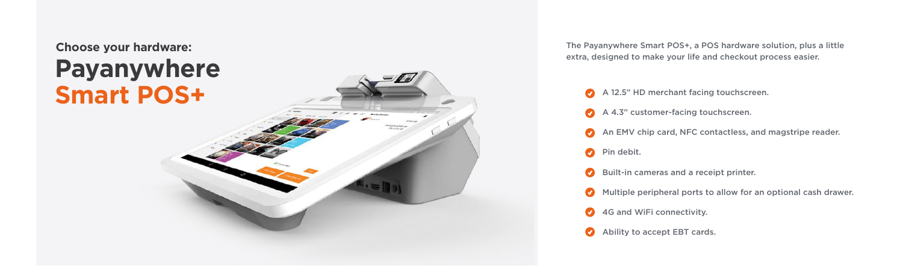### Choose your hardware:

# Payanywhere Smart POS+

The Payanywhere Smart POS+, a POS hardware solution, plus a little extra, designed to make your life and checkout process easier.

- A 12.5" HD merchant facing touchscreen.
- A 4.3" customer-facing touchscreen.
- An EMV chip card, NFC contactless, and magstripe reader.
- Pin debit.
- Built-in cameras and a receipt printer.
- Multiple peripheral ports to allow for an optional cash drawer.
- 4G and WiFi connectivity.
- Ability to accept EBT cards.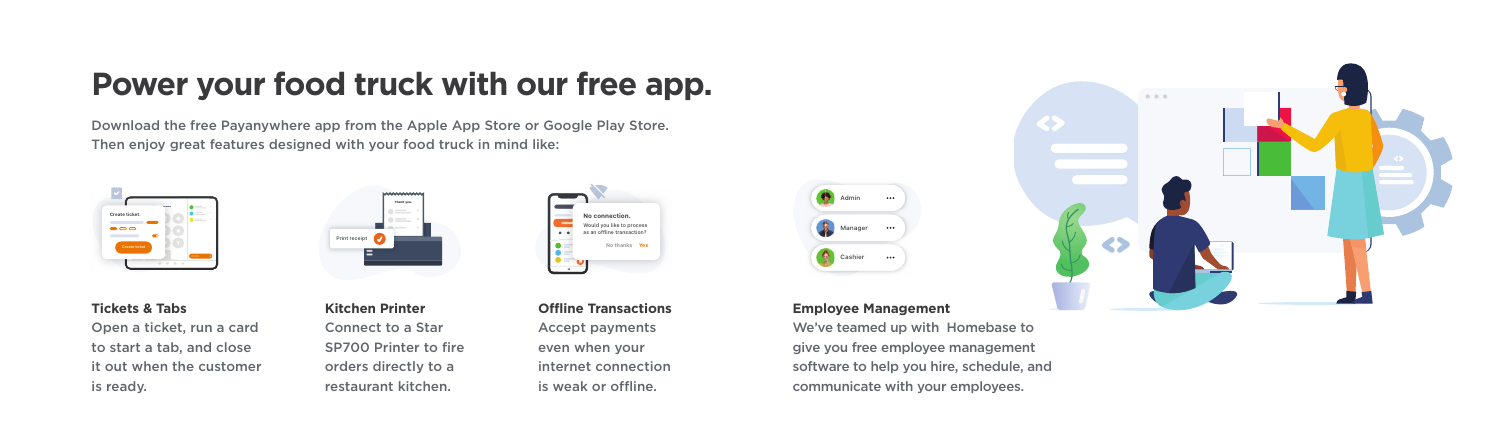# Power your food truck with our free app.

Download the free Payanywhere app from the Apple App Store or Google Play Store. Then enjoy great features designed with your food truck in mind like:

**Tickets & Tabs**
Open a ticket, run a card to start a tab, and close it out when the customer is ready.

**Kitchen Printer**
Connect to a Star SP700 Printer to fire orders directly to a restaurant kitchen.

**Offline Transactions**
Accept payments even when your internet connection is weak or offline.

**Employee Management**
We've teamed up with Homebase to give you free employee management software to help you hire, schedule, and communicate with your employees.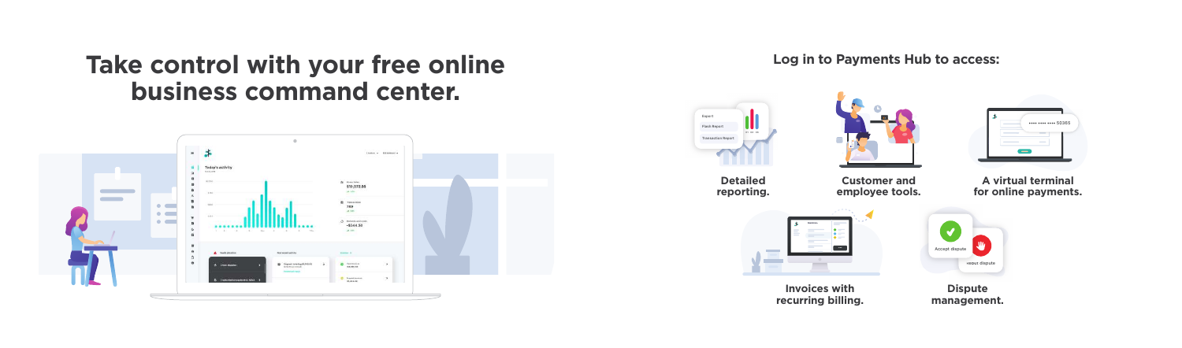# Take control with your free online business command center.

## Log in to Payments Hub to access:

- **Detailed reporting.**
- **Customer and employee tools.**
- **A virtual terminal for online payments.**
- **Invoices with recurring billing.**
- **Dispute management.**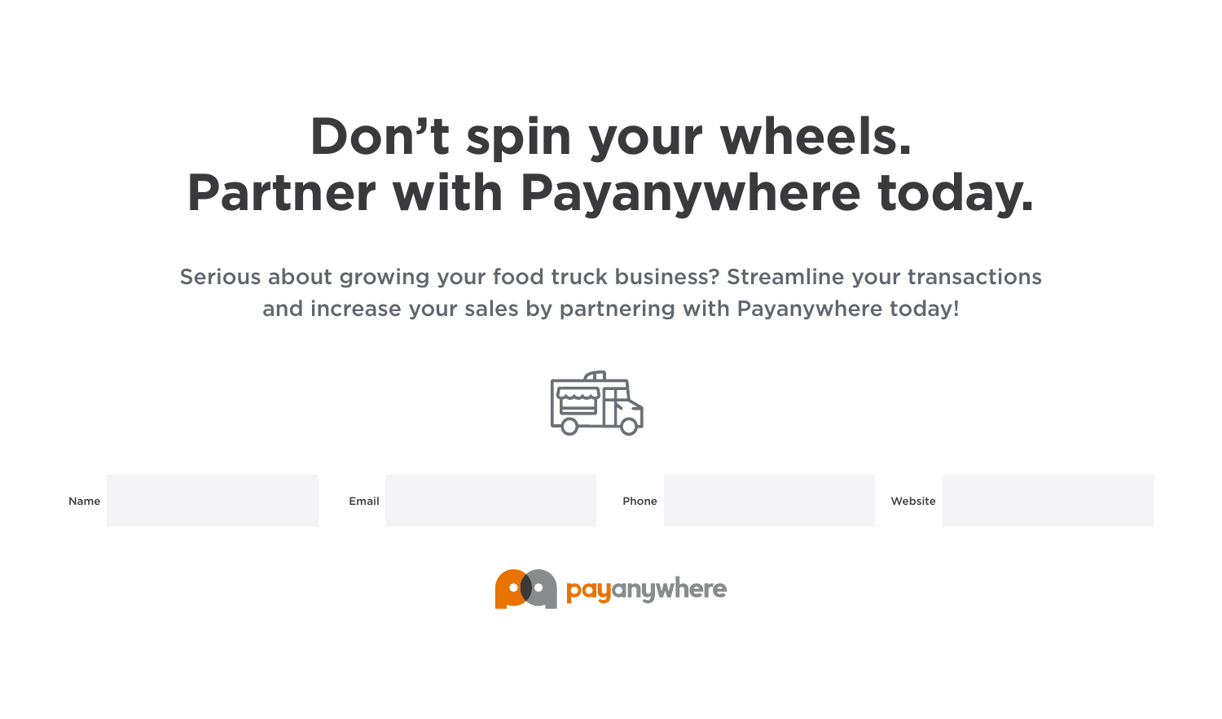# Don’t spin your wheels. Partner with Payanywhere today.

Serious about growing your food truck business? Streamline your transactions and increase your sales by partnering with Payanywhere today!

Name

Email

Phone

Website

payanywhere